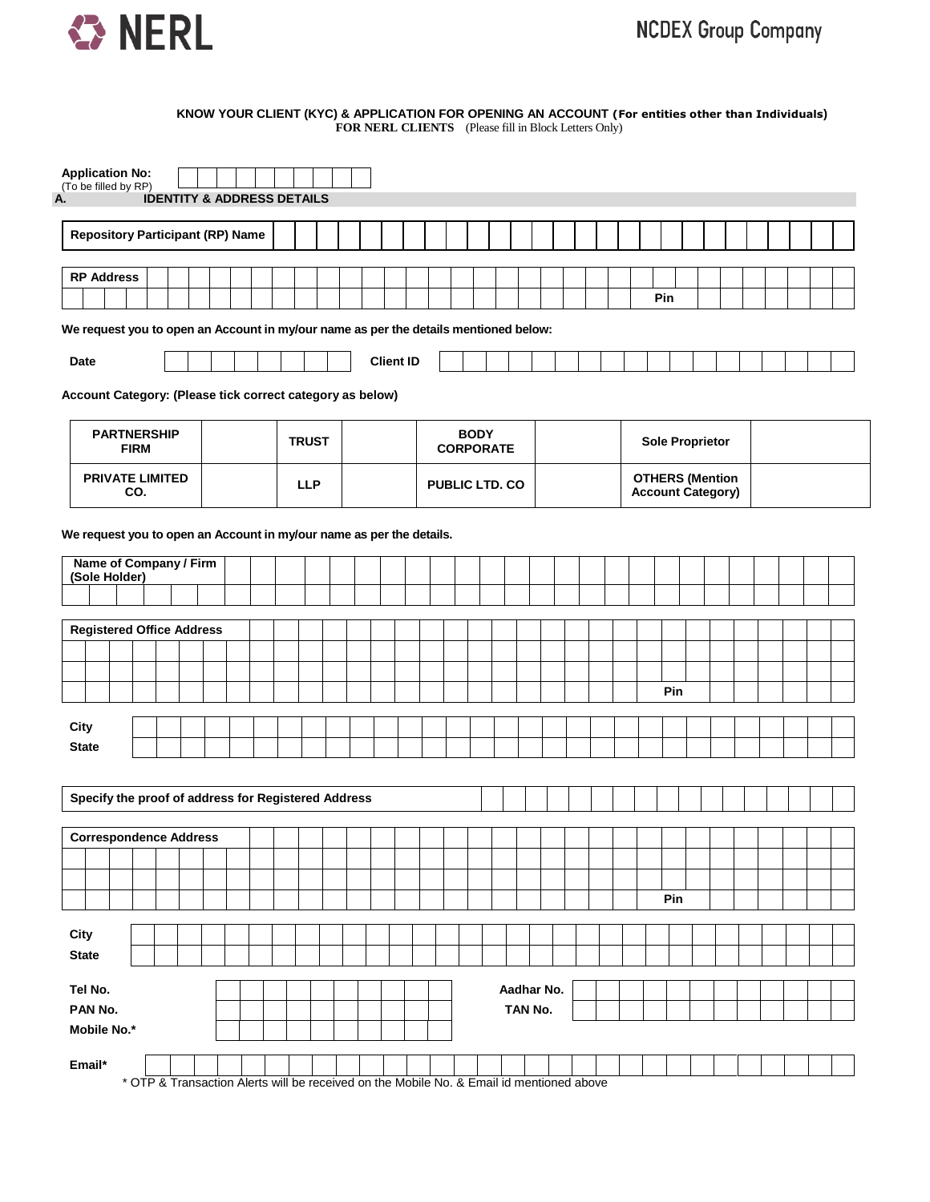NERL

NCDEX Group Company

**KNOW YOUR CLIENT (KYC) & APPLICATION FOR OPENING AN ACCOUNT (For entities other than Individuals)**
**FOR NERL CLIENTS** (Please fill in Block Letters Only)

**Application No:**
(To be filled by RP)

## A. IDENTITY & ADDRESS DETAILS

**Repository Participant (RP) Name**

**RP Address**

Pin

**We request you to open an Account in my/our name as per the details mentioned below:**

**Date** **Client ID**

**Account Category: (Please tick correct category as below)**

| PARTNERSHIP FIRM | | TRUST | | BODY CORPORATE | | Sole Proprietor | |
|---|---|---|---|---|---|---|---|
| PRIVATE LIMITED CO. | | LLP | | PUBLIC LTD. CO | | OTHERS (Mention Account Category) | |

**We request you to open an Account in my/our name as per the details.**

**Name of Company / Firm (Sole Holder)**

**Registered Office Address**

Pin

**City**

**State**

**Specify the proof of address for Registered Address**

**Correspondence Address**

Pin

**City**

**State**

**Tel No.** **Aadhar No.**

**PAN No.** **TAN No.**

**Mobile No.***

**Email***

\* OTP & Transaction Alerts will be received on the Mobile No. & Email id mentioned above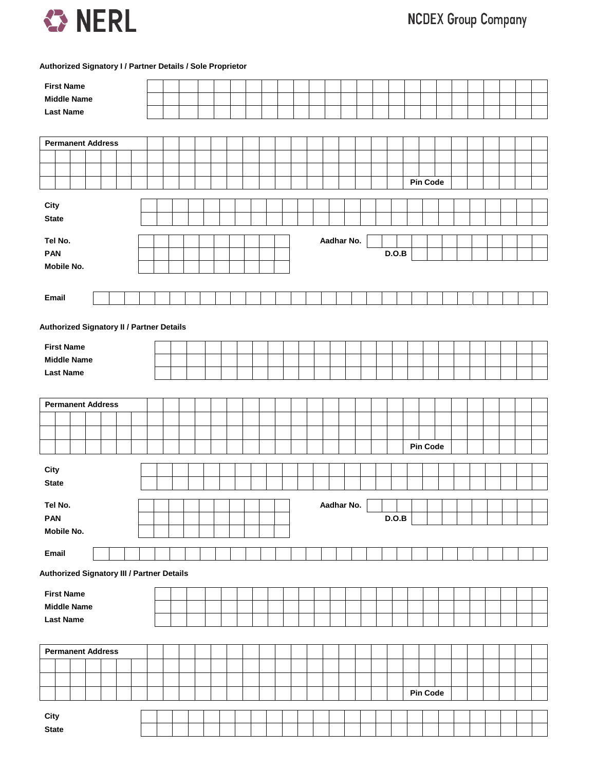NERL

NCDEX Group Company

**Authorized Signatory I / Partner Details / Sole Proprietor**

First Name

Middle Name

Last Name

Permanent Address

Pin Code

City

State

Tel No.

PAN

Mobile No.

Aadhar No.

D.O.B

Email

**Authorized Signatory II / Partner Details**

First Name

Middle Name

Last Name

Permanent Address

Pin Code

City

State

Tel No.

PAN

Mobile No.

Aadhar No.

D.O.B

Email

**Authorized Signatory III / Partner Details**

First Name

Middle Name

Last Name

Permanent Address

Pin Code

City

State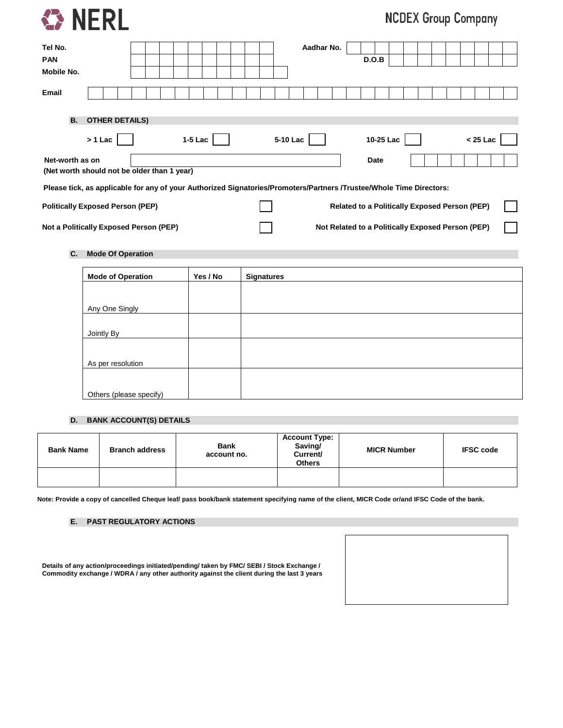Tel No.

PAN

Mobile No.

Aadhar No.

D.O.B

Email

## B. OTHER DETAILS)

> 1 Lac ☐ 1-5 Lac ☐ 5-10 Lac ☐ 10-25 Lac ☐ < 25 Lac ☐

Net-worth as on Date

**(Net worth should not be older than 1 year)**

**Please tick, as applicable for any of your Authorized Signatories/Promoters/Partners /Trustee/Whole Time Directors:**

| | | | |
|---|---|---|---|
| **Politically Exposed Person (PEP)** | ☐ | **Related to a Politically Exposed Person (PEP)** | ☐ |
| **Not a Politically Exposed Person (PEP)** | ☐ | **Not Related to a Politically Exposed Person (PEP)** | ☐ |

## C. Mode Of Operation

| Mode of Operation | Yes / No | Signatures |
|---|---|---|
| Any One Singly | | |
| Jointly By | | |
| As per resolution | | |
| Others (please specify) | | |

## D. BANK ACCOUNT(S) DETAILS

| Bank Name | Branch address | Bank account no. | Account Type: Saving/ Current/ Others | MICR Number | IFSC code |
|---|---|---|---|---|---|
| | | | | | |

**Note: Provide a copy of cancelled Cheque leaf/ pass book/bank statement specifying name of the client, MICR Code or/and IFSC Code of the bank.**

## E. PAST REGULATORY ACTIONS

**Details of any action/proceedings initiated/pending/ taken by FMC/ SEBI / Stock Exchange / Commodity exchange / WDRA / any other authority against the client during the last 3 years**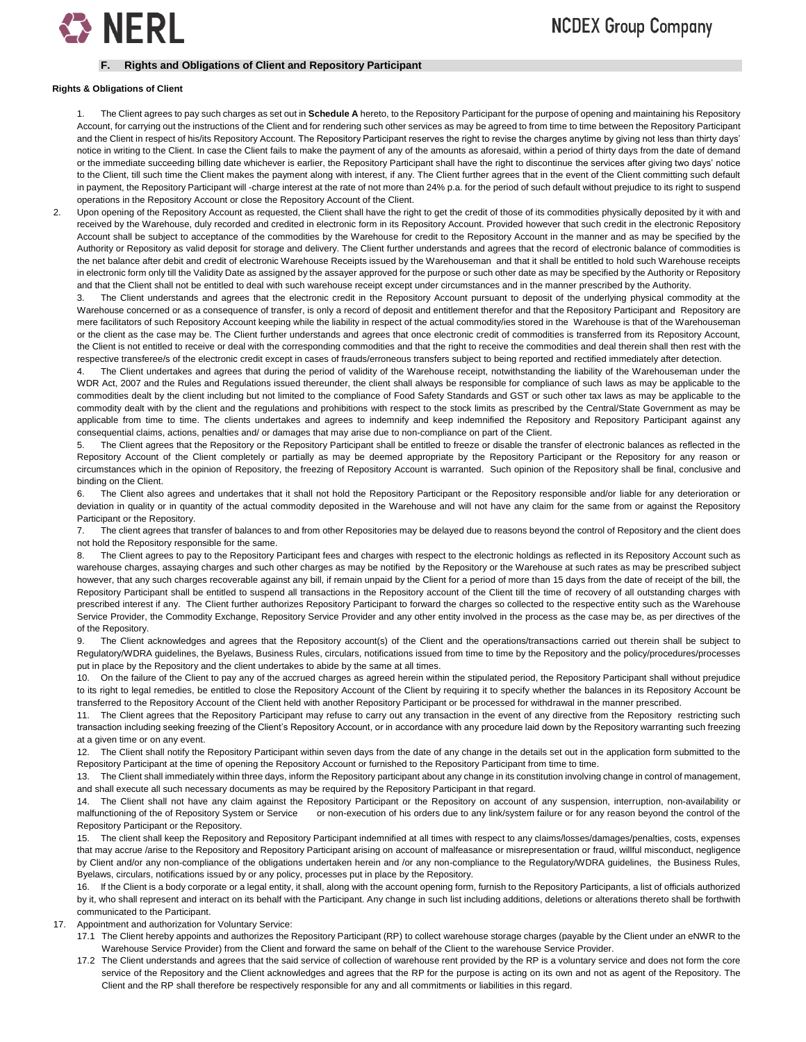## F. Rights and Obligations of Client and Repository Participant

**Rights & Obligations of Client**

1. The Client agrees to pay such charges as set out in **Schedule A** hereto, to the Repository Participant for the purpose of opening and maintaining his Repository Account, for carrying out the instructions of the Client and for rendering such other services as may be agreed to from time to time between the Repository Participant and the Client in respect of his/its Repository Account. The Repository Participant reserves the right to revise the charges anytime by giving not less than thirty days' notice in writing to the Client. In case the Client fails to make the payment of any of the amounts as aforesaid, within a period of thirty days from the date of demand or the immediate succeeding billing date whichever is earlier, the Repository Participant shall have the right to discontinue the services after giving two days' notice to the Client, till such time the Client makes the payment along with interest, if any. The Client further agrees that in the event of the Client committing such default in payment, the Repository Participant will -charge interest at the rate of not more than 24% p.a. for the period of such default without prejudice to its right to suspend operations in the Repository Account or close the Repository Account of the Client.

2. Upon opening of the Repository Account as requested, the Client shall have the right to get the credit of those of its commodities physically deposited by it with and received by the Warehouse, duly recorded and credited in electronic form in its Repository Account. Provided however that such credit in the electronic Repository Account shall be subject to acceptance of the commodities by the Warehouse for credit to the Repository Account in the manner and as may be specified by the Authority or Repository as valid deposit for storage and delivery. The Client further understands and agrees that the record of electronic balance of commodities is the net balance after debit and credit of electronic Warehouse Receipts issued by the Warehouseman and that it shall be entitled to hold such Warehouse receipts in electronic form only till the Validity Date as assigned by the assayer approved for the purpose or such other date as may be specified by the Authority or Repository and that the Client shall not be entitled to deal with such warehouse receipt except under circumstances and in the manner prescribed by the Authority.

3. The Client understands and agrees that the electronic credit in the Repository Account pursuant to deposit of the underlying physical commodity at the Warehouse concerned or as a consequence of transfer, is only a record of deposit and entitlement therefor and that the Repository Participant and Repository are mere facilitators of such Repository Account keeping while the liability in respect of the actual commodity/ies stored in the Warehouse is that of the Warehouseman or the client as the case may be. The Client further understands and agrees that once electronic credit of commodities is transferred from its Repository Account, the Client is not entitled to receive or deal with the corresponding commodities and that the right to receive the commodities and deal therein shall then rest with the respective transferee/s of the electronic credit except in cases of frauds/erroneous transfers subject to being reported and rectified immediately after detection.

4. The Client undertakes and agrees that during the period of validity of the Warehouse receipt, notwithstanding the liability of the Warehouseman under the WDR Act, 2007 and the Rules and Regulations issued thereunder, the client shall always be responsible for compliance of such laws as may be applicable to the commodities dealt by the client including but not limited to the compliance of Food Safety Standards and GST or such other tax laws as may be applicable to the commodity dealt with by the client and the regulations and prohibitions with respect to the stock limits as prescribed by the Central/State Government as may be applicable from time to time. The clients undertakes and agrees to indemnify and keep indemnified the Repository and Repository Participant against any consequential claims, actions, penalties and/ or damages that may arise due to non-compliance on part of the Client.

5. The Client agrees that the Repository or the Repository Participant shall be entitled to freeze or disable the transfer of electronic balances as reflected in the Repository Account of the Client completely or partially as may be deemed appropriate by the Repository Participant or the Repository for any reason or circumstances which in the opinion of Repository, the freezing of Repository Account is warranted. Such opinion of the Repository shall be final, conclusive and binding on the Client.

6. The Client also agrees and undertakes that it shall not hold the Repository Participant or the Repository responsible and/or liable for any deterioration or deviation in quality or in quantity of the actual commodity deposited in the Warehouse and will not have any claim for the same from or against the Repository Participant or the Repository.

7. The client agrees that transfer of balances to and from other Repositories may be delayed due to reasons beyond the control of Repository and the client does not hold the Repository responsible for the same.

8. The Client agrees to pay to the Repository Participant fees and charges with respect to the electronic holdings as reflected in its Repository Account such as warehouse charges, assaying charges and such other charges as may be notified by the Repository or the Warehouse at such rates as may be prescribed subject however, that any such charges recoverable against any bill, if remain unpaid by the Client for a period of more than 15 days from the date of receipt of the bill, the Repository Participant shall be entitled to suspend all transactions in the Repository account of the Client till the time of recovery of all outstanding charges with prescribed interest if any. The Client further authorizes Repository Participant to forward the charges so collected to the respective entity such as the Warehouse Service Provider, the Commodity Exchange, Repository Service Provider and any other entity involved in the process as the case may be, as per directives of the of the Repository.

9. The Client acknowledges and agrees that the Repository account(s) of the Client and the operations/transactions carried out therein shall be subject to Regulatory/WDRA guidelines, the Byelaws, Business Rules, circulars, notifications issued from time to time by the Repository and the policy/procedures/processes put in place by the Repository and the client undertakes to abide by the same at all times.

10. On the failure of the Client to pay any of the accrued charges as agreed herein within the stipulated period, the Repository Participant shall without prejudice to its right to legal remedies, be entitled to close the Repository Account of the Client by requiring it to specify whether the balances in its Repository Account be transferred to the Repository Account of the Client held with another Repository Participant or be processed for withdrawal in the manner prescribed.

11. The Client agrees that the Repository Participant may refuse to carry out any transaction in the event of any directive from the Repository restricting such transaction including seeking freezing of the Client's Repository Account, or in accordance with any procedure laid down by the Repository warranting such freezing at a given time or on any event.

12. The Client shall notify the Repository Participant within seven days from the date of any change in the details set out in the application form submitted to the Repository Participant at the time of opening the Repository Account or furnished to the Repository Participant from time to time.

13. The Client shall immediately within three days, inform the Repository participant about any change in its constitution involving change in control of management, and shall execute all such necessary documents as may be required by the Repository Participant in that regard.

14. The Client shall not have any claim against the Repository Participant or the Repository on account of any suspension, interruption, non-availability or malfunctioning of the of Repository System or Service or non-execution of his orders due to any link/system failure or for any reason beyond the control of the Repository Participant or the Repository.

15. The client shall keep the Repository and Repository Participant indemnified at all times with respect to any claims/losses/damages/penalties, costs, expenses that may accrue /arise to the Repository and Repository Participant arising on account of malfeasance or misrepresentation or fraud, willful misconduct, negligence by Client and/or any non-compliance of the obligations undertaken herein and /or any non-compliance to the Regulatory/WDRA guidelines, the Business Rules, Byelaws, circulars, notifications issued by or any policy, processes put in place by the Repository.

16. If the Client is a body corporate or a legal entity, it shall, along with the account opening form, furnish to the Repository Participants, a list of officials authorized by it, who shall represent and interact on its behalf with the Participant. Any change in such list including additions, deletions or alterations thereto shall be forthwith communicated to the Participant.

17. Appointment and authorization for Voluntary Service:
    - 17.1 The Client hereby appoints and authorizes the Repository Participant (RP) to collect warehouse storage charges (payable by the Client under an eNWR to the Warehouse Service Provider) from the Client and forward the same on behalf of the Client to the warehouse Service Provider.
    - 17.2 The Client understands and agrees that the said service of collection of warehouse rent provided by the RP is a voluntary service and does not form the core service of the Repository and the Client acknowledges and agrees that the RP for the purpose is acting on its own and not as agent of the Repository. The Client and the RP shall therefore be respectively responsible for any and all commitments or liabilities in this regard.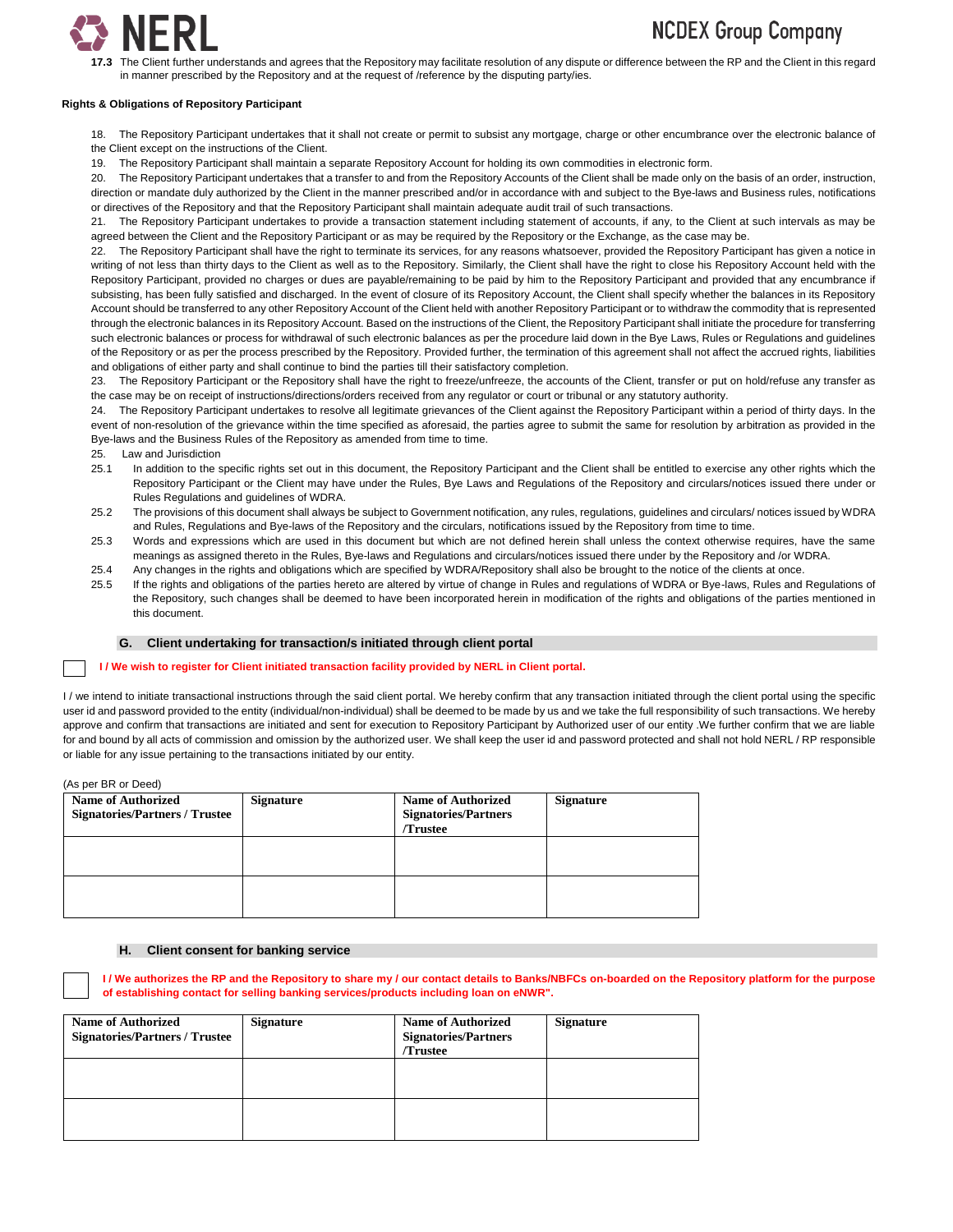**17.3** The Client further understands and agrees that the Repository may facilitate resolution of any dispute or difference between the RP and the Client in this regard in manner prescribed by the Repository and at the request of /reference by the disputing party/ies.

**Rights & Obligations of Repository Participant**

18. The Repository Participant undertakes that it shall not create or permit to subsist any mortgage, charge or other encumbrance over the electronic balance of the Client except on the instructions of the Client.

19. The Repository Participant shall maintain a separate Repository Account for holding its own commodities in electronic form.

20. The Repository Participant undertakes that a transfer to and from the Repository Accounts of the Client shall be made only on the basis of an order, instruction, direction or mandate duly authorized by the Client in the manner prescribed and/or in accordance with and subject to the Bye-laws and Business rules, notifications or directives of the Repository and that the Repository Participant shall maintain adequate audit trail of such transactions.

21. The Repository Participant undertakes to provide a transaction statement including statement of accounts, if any, to the Client at such intervals as may be agreed between the Client and the Repository Participant or as may be required by the Repository or the Exchange, as the case may be.

22. The Repository Participant shall have the right to terminate its services, for any reasons whatsoever, provided the Repository Participant has given a notice in writing of not less than thirty days to the Client as well as to the Repository. Similarly, the Client shall have the right to close his Repository Account held with the Repository Participant, provided no charges or dues are payable/remaining to be paid by him to the Repository Participant and provided that any encumbrance if subsisting, has been fully satisfied and discharged. In the event of closure of its Repository Account, the Client shall specify whether the balances in its Repository Account should be transferred to any other Repository Account of the Client held with another Repository Participant or to withdraw the commodity that is represented through the electronic balances in its Repository Account. Based on the instructions of the Client, the Repository Participant shall initiate the procedure for transferring such electronic balances or process for withdrawal of such electronic balances as per the procedure laid down in the Bye Laws, Rules or Regulations and guidelines of the Repository or as per the process prescribed by the Repository. Provided further, the termination of this agreement shall not affect the accrued rights, liabilities and obligations of either party and shall continue to bind the parties till their satisfactory completion.

23. The Repository Participant or the Repository shall have the right to freeze/unfreeze, the accounts of the Client, transfer or put on hold/refuse any transfer as the case may be on receipt of instructions/directions/orders received from any regulator or court or tribunal or any statutory authority.

24. The Repository Participant undertakes to resolve all legitimate grievances of the Client against the Repository Participant within a period of thirty days. In the event of non-resolution of the grievance within the time specified as aforesaid, the parties agree to submit the same for resolution by arbitration as provided in the Bye-laws and the Business Rules of the Repository as amended from time to time.

25. Law and Jurisdiction

25.1 In addition to the specific rights set out in this document, the Repository Participant and the Client shall be entitled to exercise any other rights which the Repository Participant or the Client may have under the Rules, Bye Laws and Regulations of the Repository and circulars/notices issued there under or Rules Regulations and guidelines of WDRA.

25.2 The provisions of this document shall always be subject to Government notification, any rules, regulations, guidelines and circulars/ notices issued by WDRA and Rules, Regulations and Bye-laws of the Repository and the circulars, notifications issued by the Repository from time to time.

25.3 Words and expressions which are used in this document but which are not defined herein shall unless the context otherwise requires, have the same meanings as assigned thereto in the Rules, Bye-laws and Regulations and circulars/notices issued there under by the Repository and /or WDRA.

25.4 Any changes in the rights and obligations which are specified by WDRA/Repository shall also be brought to the notice of the clients at once.

25.5 If the rights and obligations of the parties hereto are altered by virtue of change in Rules and regulations of WDRA or Bye-laws, Rules and Regulations of the Repository, such changes shall be deemed to have been incorporated herein in modification of the rights and obligations of the parties mentioned in this document.

## G. Client undertaking for transaction/s initiated through client portal

☐ **I / We wish to register for Client initiated transaction facility provided by NERL in Client portal.**

I / we intend to initiate transactional instructions through the said client portal. We hereby confirm that any transaction initiated through the client portal using the specific user id and password provided to the entity (individual/non-individual) shall be deemed to be made by us and we take the full responsibility of such transactions. We hereby approve and confirm that transactions are initiated and sent for execution to Repository Participant by Authorized user of our entity .We further confirm that we are liable for and bound by all acts of commission and omission by the authorized user. We shall keep the user id and password protected and shall not hold NERL / RP responsible or liable for any issue pertaining to the transactions initiated by our entity.

(As per BR or Deed)

| Name of Authorized Signatories/Partners / Trustee | Signature | Name of Authorized Signatories/Partners /Trustee | Signature |
|---|---|---|---|
| | | | |
| | | | |

## H. Client consent for banking service

☐ **I / We authorizes the RP and the Repository to share my / our contact details to Banks/NBFCs on-boarded on the Repository platform for the purpose of establishing contact for selling banking services/products including loan on eNWR".**

| Name of Authorized Signatories/Partners / Trustee | Signature | Name of Authorized Signatories/Partners /Trustee | Signature |
|---|---|---|---|
| | | | |
| | | | |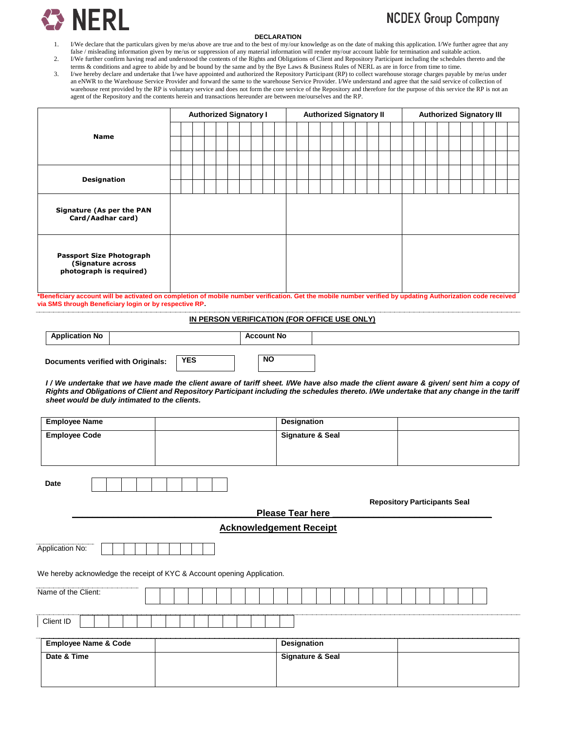NERL

NCDEX Group Company

## DECLARATION

1. I/We declare that the particulars given by me/us above are true and to the best of my/our knowledge as on the date of making this application. I/We further agree that any false / misleading information given by me/us or suppression of any material information will render my/our account liable for termination and suitable action.
2. I/We further confirm having read and understood the contents of the Rights and Obligations of Client and Repository Participant including the schedules thereto and the terms & conditions and agree to abide by and be bound by the same and by the Bye Laws & Business Rules of NERL as are in force from time to time.
3. I/We hereby declare and undertake that I/we have appointed and authorized the Repository Participant (RP) to collect warehouse storage charges payable by me/us under an eNWR to the Warehouse Service Provider and forward the same to the warehouse Service Provider. I/We understand and agree that the said service of collection of warehouse rent provided by the RP is voluntary service and does not form the core service of the Repository and therefore for the purpose of this service the RP is not an agent of the Repository and the contents herein and transactions hereunder are between me/ourselves and the RP.

| | Authorized Signatory I | Authorized Signatory II | Authorized Signatory III |
|---|---|---|---|
| **Name** | | | |
| **Designation** | | | |
| **Signature (As per the PAN Card/Aadhar card)** | | | |
| **Passport Size Photograph (Signature across photograph is required)** | | | |

**\*Beneficiary account will be activated on completion of mobile number verification. Get the mobile number verified by updating Authorization code received via SMS through Beneficiary login or by respective RP.**

### IN PERSON VERIFICATION (FOR OFFICE USE ONLY)

| Application No | | Account No | |
|---|---|---|---|

**Documents verified with Originals:** YES ☐ NO ☐

***I / We undertake that we have made the client aware of tariff sheet. I/We have also made the client aware & given/ sent him a copy of Rights and Obligations of Client and Repository Participant including the schedules thereto. I/We undertake that any change in the tariff sheet would be duly intimated to the clients.***

| Employee Name | | Designation | |
|---|---|---|---|
| **Employee Code** | | **Signature & Seal** | |

**Date** ☐☐☐☐☐☐☐☐☐

**Repository Participants Seal**

**Please Tear here**

## Acknowledgement Receipt

Application No:

We hereby acknowledge the receipt of KYC & Account opening Application.

Name of the Client:

Client ID

| Employee Name & Code | | Designation | |
|---|---|---|---|
| **Date & Time** | | **Signature & Seal** | |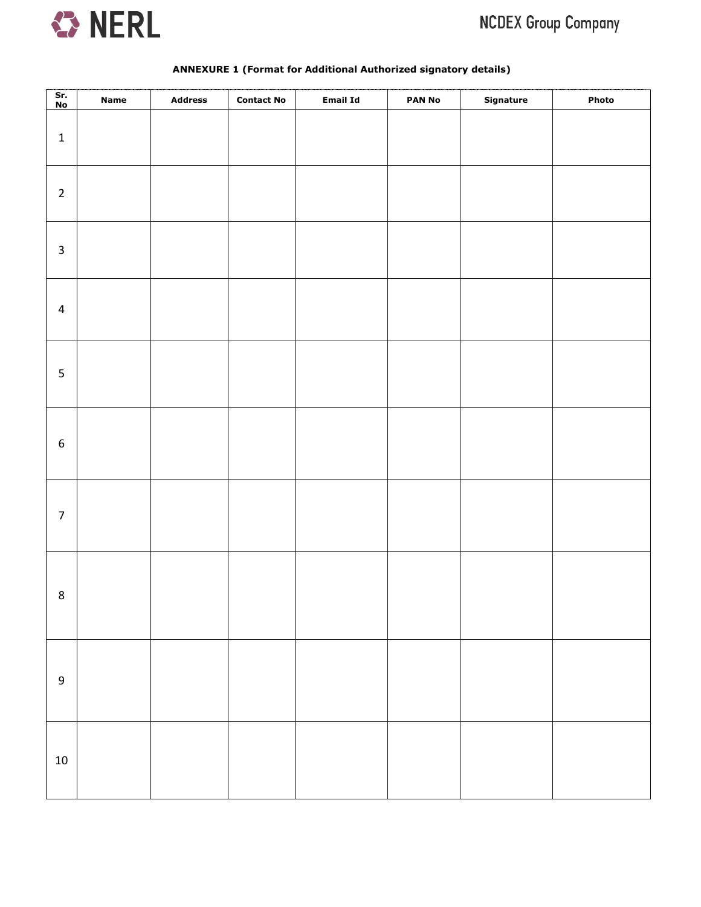**ANNEXURE 1 (Format for Additional Authorized signatory details)**

| Sr. No | Name | Address | Contact No | Email Id | PAN No | Signature | Photo |
|---|---|---|---|---|---|---|---|
| 1 | | | | | | | |
| 2 | | | | | | | |
| 3 | | | | | | | |
| 4 | | | | | | | |
| 5 | | | | | | | |
| 6 | | | | | | | |
| 7 | | | | | | | |
| 8 | | | | | | | |
| 9 | | | | | | | |
| 10 | | | | | | | |